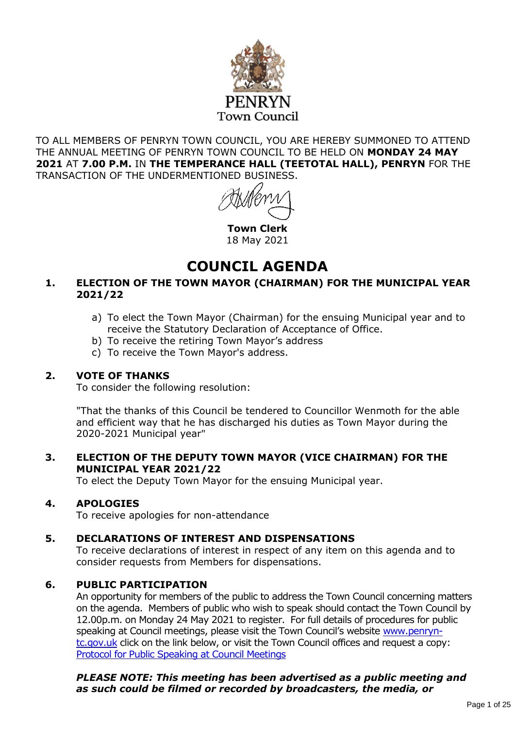PENRYN
Town Council

TO ALL MEMBERS OF PENRYN TOWN COUNCIL, YOU ARE HEREBY SUMMONED TO ATTEND THE ANNUAL MEETING OF PENRYN TOWN COUNCIL TO BE HELD ON **MONDAY 24 MAY 2021** AT **7.00 P.M.** IN **THE TEMPERANCE HALL (TEETOTAL HALL), PENRYN** FOR THE TRANSACTION OF THE UNDERMENTIONED BUSINESS.

**Town Clerk**
18 May 2021

# COUNCIL AGENDA

## 1. ELECTION OF THE TOWN MAYOR (CHAIRMAN) FOR THE MUNICIPAL YEAR 2021/22

a) To elect the Town Mayor (Chairman) for the ensuing Municipal year and to receive the Statutory Declaration of Acceptance of Office.
b) To receive the retiring Town Mayor's address
c) To receive the Town Mayor's address.

## 2. VOTE OF THANKS

To consider the following resolution:

"That the thanks of this Council be tendered to Councillor Wenmoth for the able and efficient way that he has discharged his duties as Town Mayor during the 2020-2021 Municipal year"

## 3. ELECTION OF THE DEPUTY TOWN MAYOR (VICE CHAIRMAN) FOR THE MUNICIPAL YEAR 2021/22

To elect the Deputy Town Mayor for the ensuing Municipal year.

## 4. APOLOGIES

To receive apologies for non-attendance

## 5. DECLARATIONS OF INTEREST AND DISPENSATIONS

To receive declarations of interest in respect of any item on this agenda and to consider requests from Members for dispensations.

## 6. PUBLIC PARTICIPATION

An opportunity for members of the public to address the Town Council concerning matters on the agenda. Members of public who wish to speak should contact the Town Council by 12.00p.m. on Monday 24 May 2021 to register. For full details of procedures for public speaking at Council meetings, please visit the Town Council's website [www.penryn-tc.gov.uk](http://www.penryn-tc.gov.uk) click on the link below, or visit the Town Council offices and request a copy: [Protocol for Public Speaking at Council Meetings]()

***PLEASE NOTE: This meeting has been advertised as a public meeting and as such could be filmed or recorded by broadcasters, the media, or***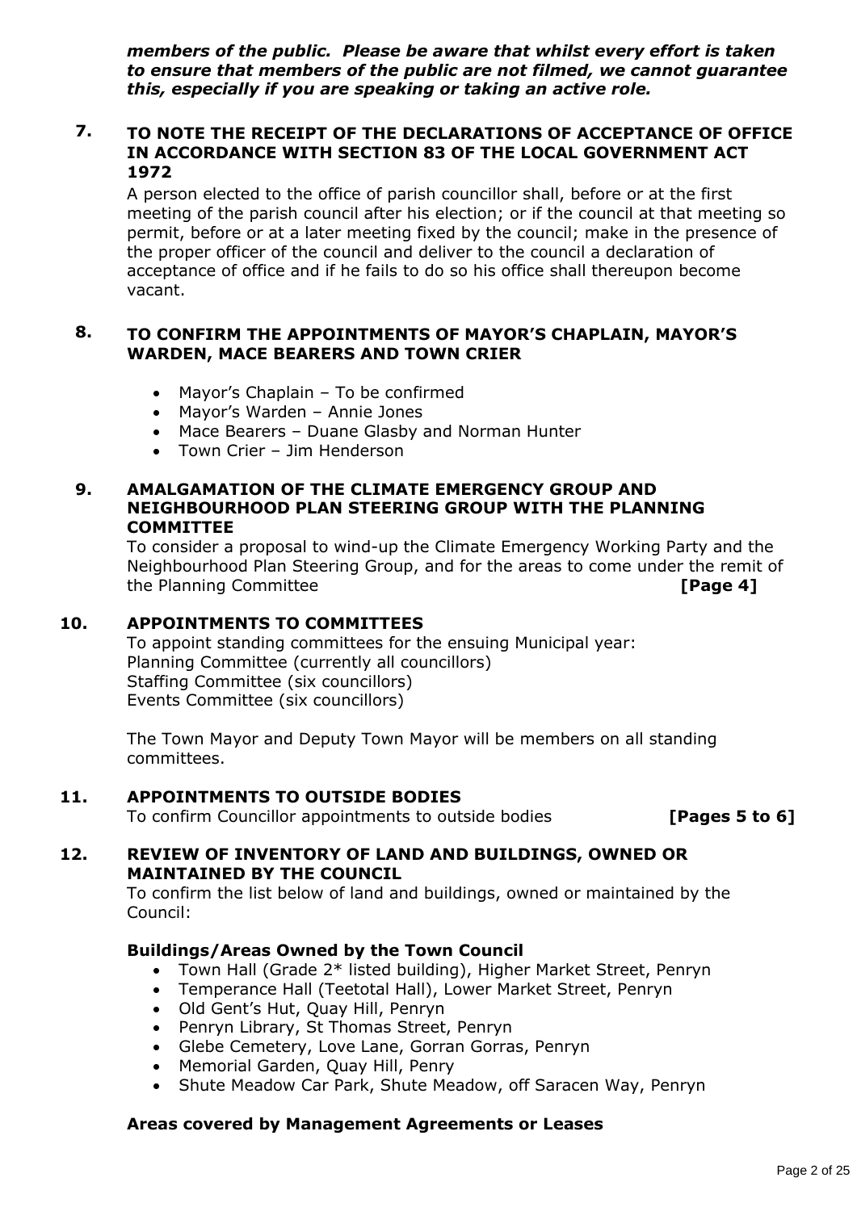***members of the public. Please be aware that whilst every effort is taken to ensure that members of the public are not filmed, we cannot guarantee this, especially if you are speaking or taking an active role.***

## 7. TO NOTE THE RECEIPT OF THE DECLARATIONS OF ACCEPTANCE OF OFFICE IN ACCORDANCE WITH SECTION 83 OF THE LOCAL GOVERNMENT ACT 1972

A person elected to the office of parish councillor shall, before or at the first meeting of the parish council after his election; or if the council at that meeting so permit, before or at a later meeting fixed by the council; make in the presence of the proper officer of the council and deliver to the council a declaration of acceptance of office and if he fails to do so his office shall thereupon become vacant.

## 8. TO CONFIRM THE APPOINTMENTS OF MAYOR'S CHAPLAIN, MAYOR'S WARDEN, MACE BEARERS AND TOWN CRIER

- Mayor's Chaplain – To be confirmed
- Mayor's Warden – Annie Jones
- Mace Bearers – Duane Glasby and Norman Hunter
- Town Crier – Jim Henderson

## 9. AMALGAMATION OF THE CLIMATE EMERGENCY GROUP AND NEIGHBOURHOOD PLAN STEERING GROUP WITH THE PLANNING COMMITTEE

To consider a proposal to wind-up the Climate Emergency Working Party and the Neighbourhood Plan Steering Group, and for the areas to come under the remit of the Planning Committee **[Page 4]**

## 10. APPOINTMENTS TO COMMITTEES

To appoint standing committees for the ensuing Municipal year:
Planning Committee (currently all councillors)
Staffing Committee (six councillors)
Events Committee (six councillors)

The Town Mayor and Deputy Town Mayor will be members on all standing committees.

## 11. APPOINTMENTS TO OUTSIDE BODIES

To confirm Councillor appointments to outside bodies **[Pages 5 to 6]**

## 12. REVIEW OF INVENTORY OF LAND AND BUILDINGS, OWNED OR MAINTAINED BY THE COUNCIL

To confirm the list below of land and buildings, owned or maintained by the Council:

**Buildings/Areas Owned by the Town Council**

- Town Hall (Grade 2* listed building), Higher Market Street, Penryn
- Temperance Hall (Teetotal Hall), Lower Market Street, Penryn
- Old Gent's Hut, Quay Hill, Penryn
- Penryn Library, St Thomas Street, Penryn
- Glebe Cemetery, Love Lane, Gorran Gorras, Penryn
- Memorial Garden, Quay Hill, Penry
- Shute Meadow Car Park, Shute Meadow, off Saracen Way, Penryn

**Areas covered by Management Agreements or Leases**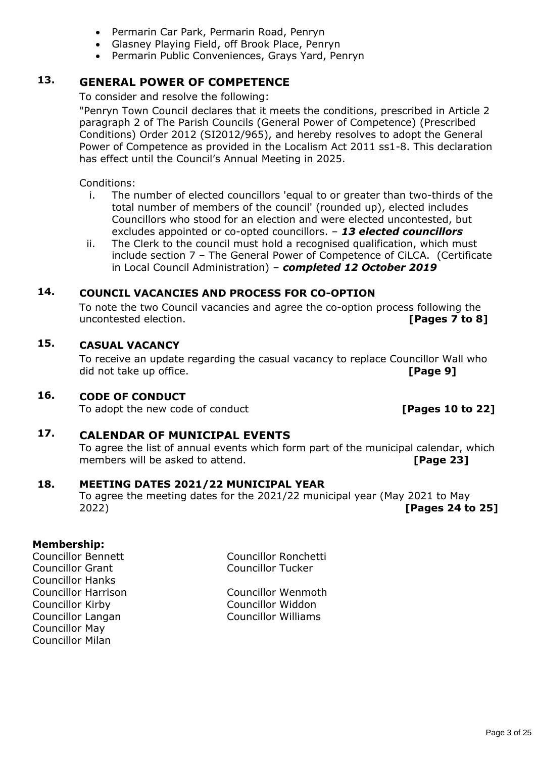- Permarin Car Park, Permarin Road, Penryn
- Glasney Playing Field, off Brook Place, Penryn
- Permarin Public Conveniences, Grays Yard, Penryn

## 13. GENERAL POWER OF COMPETENCE

To consider and resolve the following:

"Penryn Town Council declares that it meets the conditions, prescribed in Article 2 paragraph 2 of The Parish Councils (General Power of Competence) (Prescribed Conditions) Order 2012 (SI2012/965), and hereby resolves to adopt the General Power of Competence as provided in the Localism Act 2011 ss1-8. This declaration has effect until the Council's Annual Meeting in 2025.

Conditions:

i. The number of elected councillors 'equal to or greater than two-thirds of the total number of members of the council' (rounded up), elected includes Councillors who stood for an election and were elected uncontested, but excludes appointed or co-opted councillors. – ***13 elected councillors***

ii. The Clerk to the council must hold a recognised qualification, which must include section 7 – The General Power of Competence of CiLCA. (Certificate in Local Council Administration) – ***completed 12 October 2019***

## 14. COUNCIL VACANCIES AND PROCESS FOR CO-OPTION

To note the two Council vacancies and agree the co-option process following the uncontested election. **[Pages 7 to 8]**

## 15. CASUAL VACANCY

To receive an update regarding the casual vacancy to replace Councillor Wall who did not take up office. **[Page 9]**

## 16. CODE OF CONDUCT

To adopt the new code of conduct **[Pages 10 to 22]**

## 17. CALENDAR OF MUNICIPAL EVENTS

To agree the list of annual events which form part of the municipal calendar, which members will be asked to attend. **[Page 23]**

## 18. MEETING DATES 2021/22 MUNICIPAL YEAR

To agree the meeting dates for the 2021/22 municipal year (May 2021 to May 2022) **[Pages 24 to 25]**

**Membership:**

Councillor Bennett
Councillor Grant
Councillor Hanks
Councillor Harrison
Councillor Kirby
Councillor Langan
Councillor May
Councillor Milan
Councillor Ronchetti
Councillor Tucker
Councillor Wenmoth
Councillor Widdon
Councillor Williams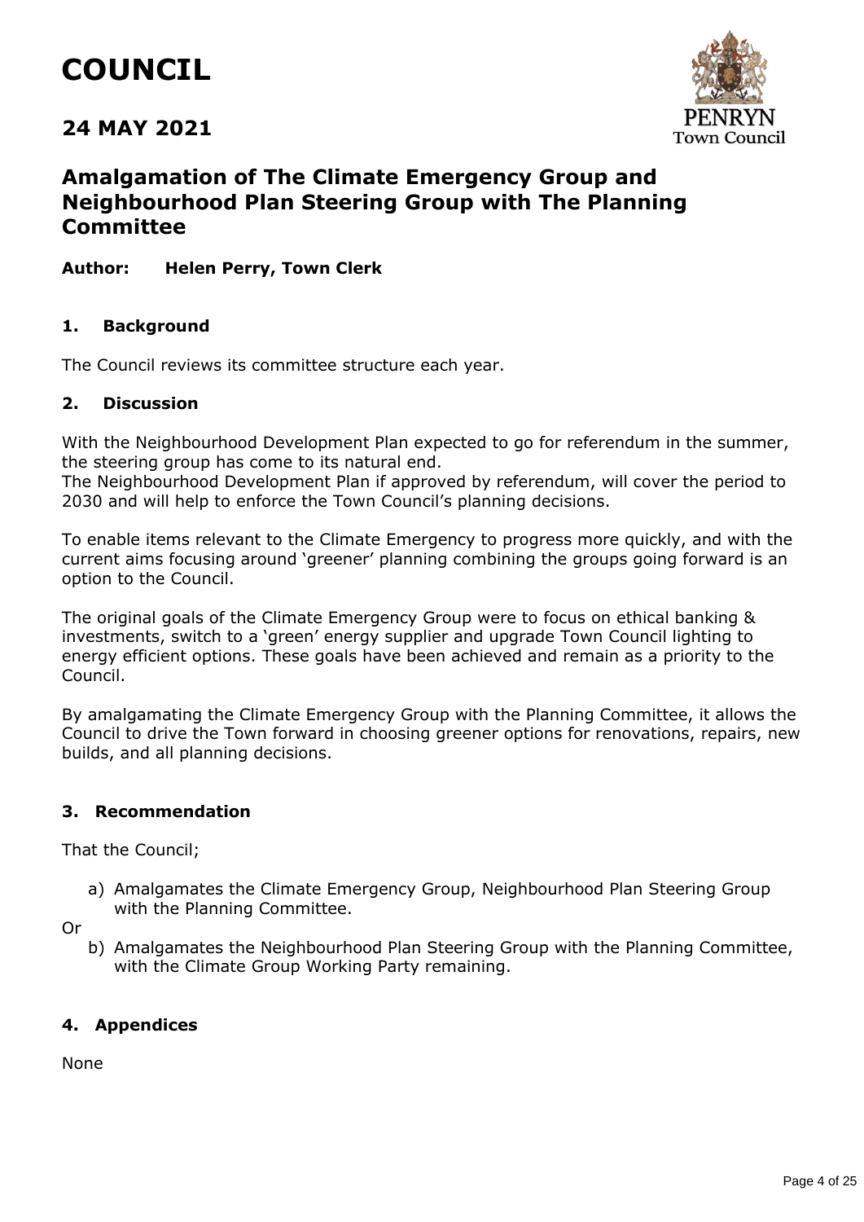# COUNCIL

## 24 MAY 2021

PENRYN Town Council

## Amalgamation of The Climate Emergency Group and Neighbourhood Plan Steering Group with The Planning Committee

**Author: Helen Perry, Town Clerk**

### 1. Background

The Council reviews its committee structure each year.

### 2. Discussion

With the Neighbourhood Development Plan expected to go for referendum in the summer, the steering group has come to its natural end.
The Neighbourhood Development Plan if approved by referendum, will cover the period to 2030 and will help to enforce the Town Council's planning decisions.

To enable items relevant to the Climate Emergency to progress more quickly, and with the current aims focusing around 'greener' planning combining the groups going forward is an option to the Council.

The original goals of the Climate Emergency Group were to focus on ethical banking & investments, switch to a 'green' energy supplier and upgrade Town Council lighting to energy efficient options. These goals have been achieved and remain as a priority to the Council.

By amalgamating the Climate Emergency Group with the Planning Committee, it allows the Council to drive the Town forward in choosing greener options for renovations, repairs, new builds, and all planning decisions.

### 3. Recommendation

That the Council;

a) Amalgamates the Climate Emergency Group, Neighbourhood Plan Steering Group with the Planning Committee.

Or

b) Amalgamates the Neighbourhood Plan Steering Group with the Planning Committee, with the Climate Group Working Party remaining.

### 4. Appendices

None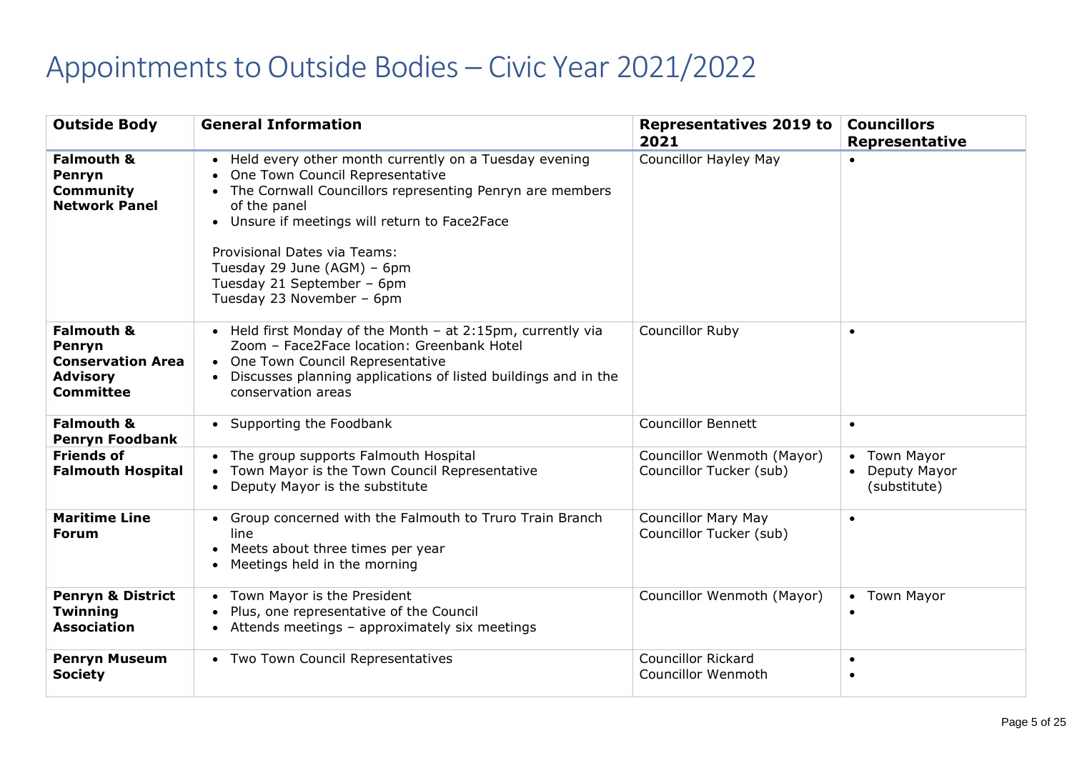# Appointments to Outside Bodies – Civic Year 2021/2022

| Outside Body | General Information | Representatives 2019 to 2021 | Councillors Representative |
|---|---|---|---|
| **Falmouth & Penryn Community Network Panel** | • Held every other month currently on a Tuesday evening<br>• One Town Council Representative<br>• The Cornwall Councillors representing Penryn are members of the panel<br>• Unsure if meetings will return to Face2Face<br><br>Provisional Dates via Teams:<br>Tuesday 29 June (AGM) – 6pm<br>Tuesday 21 September – 6pm<br>Tuesday 23 November – 6pm | Councillor Hayley May | • |
| **Falmouth & Penryn Conservation Area Advisory Committee** | • Held first Monday of the Month – at 2:15pm, currently via Zoom – Face2Face location: Greenbank Hotel<br>• One Town Council Representative<br>• Discusses planning applications of listed buildings and in the conservation areas | Councillor Ruby | • |
| **Falmouth & Penryn Foodbank** | • Supporting the Foodbank | Councillor Bennett | • |
| **Friends of Falmouth Hospital** | • The group supports Falmouth Hospital<br>• Town Mayor is the Town Council Representative<br>• Deputy Mayor is the substitute | Councillor Wenmoth (Mayor)<br>Councillor Tucker (sub) | • Town Mayor<br>• Deputy Mayor (substitute) |
| **Maritime Line Forum** | • Group concerned with the Falmouth to Truro Train Branch line<br>• Meets about three times per year<br>• Meetings held in the morning | Councillor Mary May<br>Councillor Tucker (sub) | • |
| **Penryn & District Twinning Association** | • Town Mayor is the President<br>• Plus, one representative of the Council<br>• Attends meetings – approximately six meetings | Councillor Wenmoth (Mayor) | • Town Mayor<br>• |
| **Penryn Museum Society** | • Two Town Council Representatives | Councillor Rickard<br>Councillor Wenmoth | •<br>• |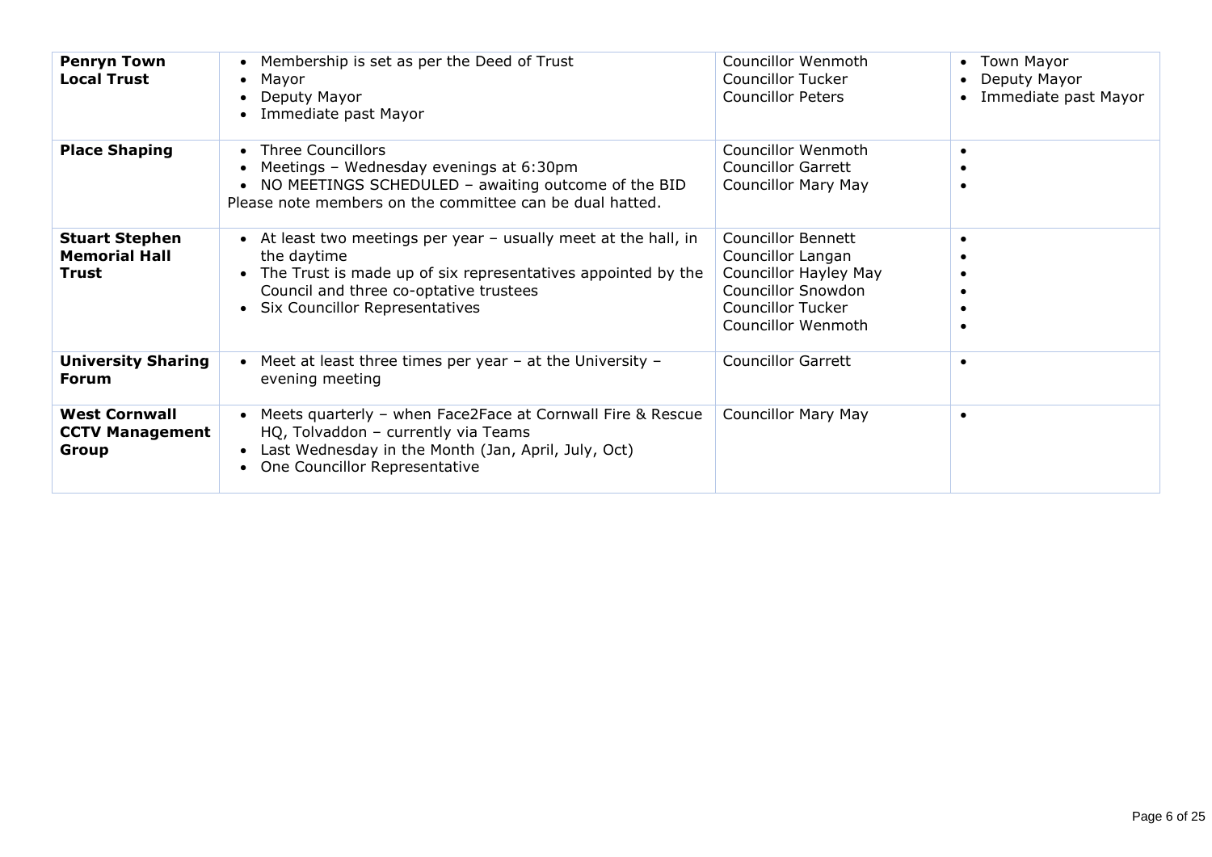| | | | |
|---|---|---|---|
| **Penryn Town Local Trust** | • Membership is set as per the Deed of Trust<br>• Mayor<br>• Deputy Mayor<br>• Immediate past Mayor | Councillor Wenmoth<br>Councillor Tucker<br>Councillor Peters | • Town Mayor<br>• Deputy Mayor<br>• Immediate past Mayor |
| **Place Shaping** | • Three Councillors<br>• Meetings – Wednesday evenings at 6:30pm<br>• NO MEETINGS SCHEDULED – awaiting outcome of the BID<br>Please note members on the committee can be dual hatted. | Councillor Wenmoth<br>Councillor Garrett<br>Councillor Mary May | •<br>•<br>• |
| **Stuart Stephen Memorial Hall Trust** | • At least two meetings per year – usually meet at the hall, in the daytime<br>• The Trust is made up of six representatives appointed by the Council and three co-optative trustees<br>• Six Councillor Representatives | Councillor Bennett<br>Councillor Langan<br>Councillor Hayley May<br>Councillor Snowdon<br>Councillor Tucker<br>Councillor Wenmoth | •<br>•<br>•<br>•<br>•<br>• |
| **University Sharing Forum** | • Meet at least three times per year – at the University – evening meeting | Councillor Garrett | • |
| **West Cornwall CCTV Management Group** | • Meets quarterly – when Face2Face at Cornwall Fire & Rescue HQ, Tolvaddon – currently via Teams<br>• Last Wednesday in the Month (Jan, April, July, Oct)<br>• One Councillor Representative | Councillor Mary May | • |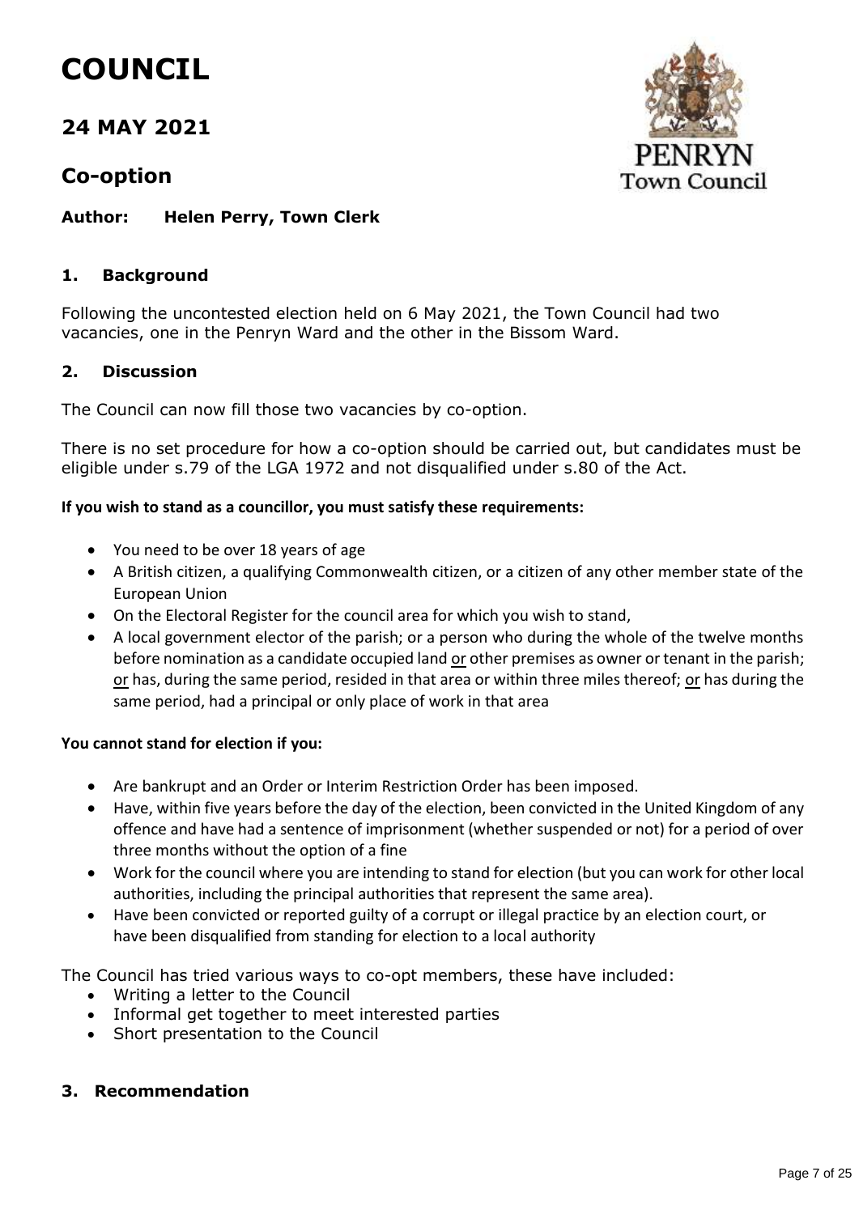# COUNCIL

## 24 MAY 2021

## Co-option

**Author: Helen Perry, Town Clerk**

### 1. Background

Following the uncontested election held on 6 May 2021, the Town Council had two vacancies, one in the Penryn Ward and the other in the Bissom Ward.

### 2. Discussion

The Council can now fill those two vacancies by co-option.

There is no set procedure for how a co-option should be carried out, but candidates must be eligible under s.79 of the LGA 1972 and not disqualified under s.80 of the Act.

**If you wish to stand as a councillor, you must satisfy these requirements:**

- You need to be over 18 years of age
- A British citizen, a qualifying Commonwealth citizen, or a citizen of any other member state of the European Union
- On the Electoral Register for the council area for which you wish to stand,
- A local government elector of the parish; or a person who during the whole of the twelve months before nomination as a candidate occupied land or other premises as owner or tenant in the parish; or has, during the same period, resided in that area or within three miles thereof; or has during the same period, had a principal or only place of work in that area

**You cannot stand for election if you:**

- Are bankrupt and an Order or Interim Restriction Order has been imposed.
- Have, within five years before the day of the election, been convicted in the United Kingdom of any offence and have had a sentence of imprisonment (whether suspended or not) for a period of over three months without the option of a fine
- Work for the council where you are intending to stand for election (but you can work for other local authorities, including the principal authorities that represent the same area).
- Have been convicted or reported guilty of a corrupt or illegal practice by an election court, or have been disqualified from standing for election to a local authority

The Council has tried various ways to co-opt members, these have included:

- Writing a letter to the Council
- Informal get together to meet interested parties
- Short presentation to the Council

### 3. Recommendation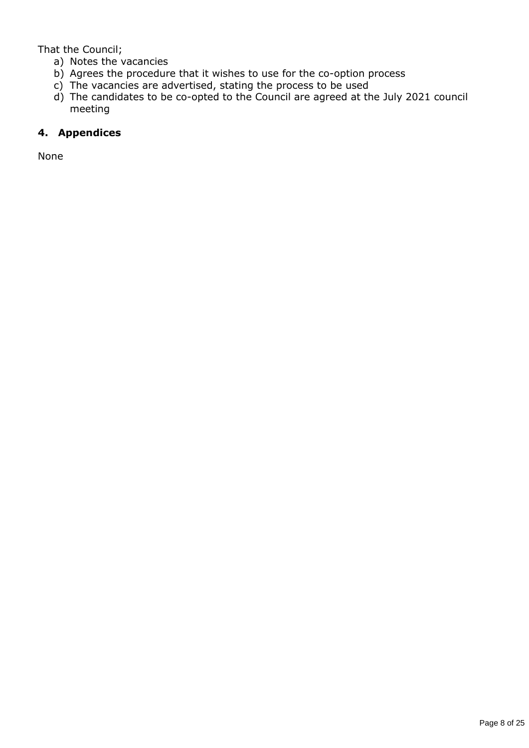That the Council;

a) Notes the vacancies
b) Agrees the procedure that it wishes to use for the co-option process
c) The vacancies are advertised, stating the process to be used
d) The candidates to be co-opted to the Council are agreed at the July 2021 council meeting

## 4. Appendices

None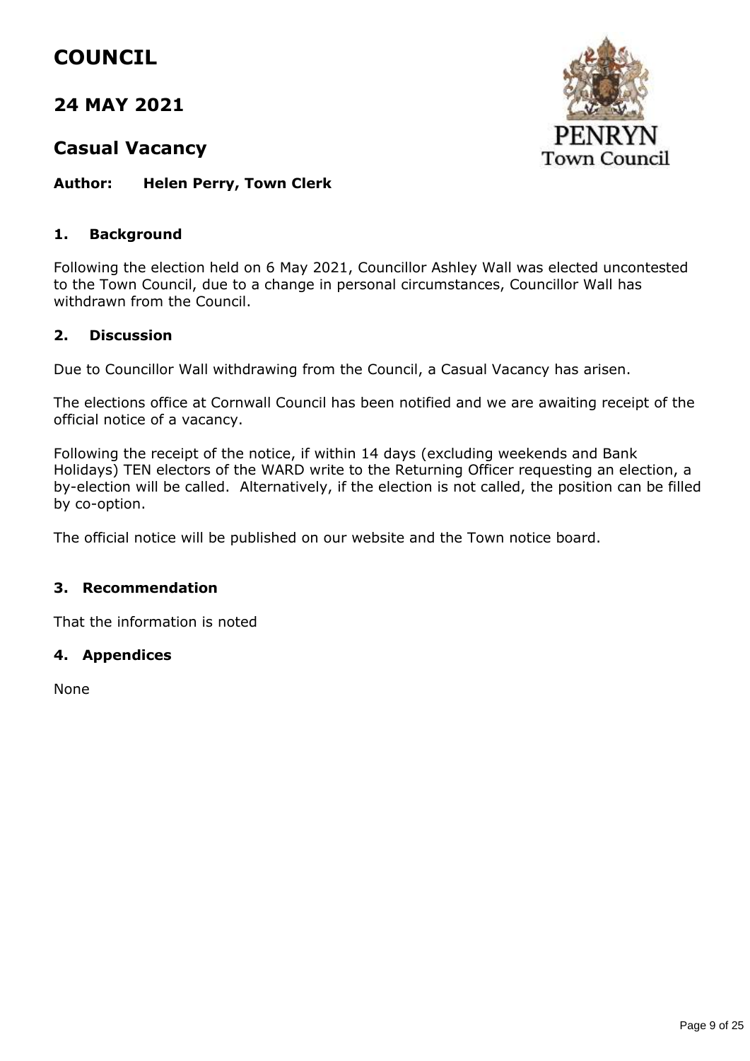# COUNCIL

## 24 MAY 2021

## Casual Vacancy

**Author: Helen Perry, Town Clerk**

### 1. Background

Following the election held on 6 May 2021, Councillor Ashley Wall was elected uncontested to the Town Council, due to a change in personal circumstances, Councillor Wall has withdrawn from the Council.

### 2. Discussion

Due to Councillor Wall withdrawing from the Council, a Casual Vacancy has arisen.

The elections office at Cornwall Council has been notified and we are awaiting receipt of the official notice of a vacancy.

Following the receipt of the notice, if within 14 days (excluding weekends and Bank Holidays) TEN electors of the WARD write to the Returning Officer requesting an election, a by-election will be called. Alternatively, if the election is not called, the position can be filled by co-option.

The official notice will be published on our website and the Town notice board.

### 3. Recommendation

That the information is noted

### 4. Appendices

None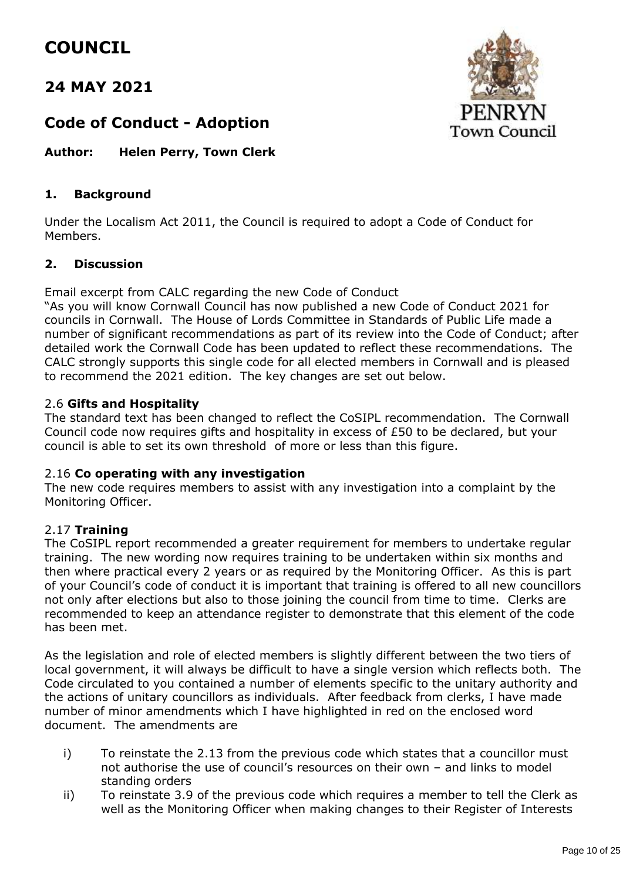# COUNCIL

## 24 MAY 2021

## Code of Conduct - Adoption

**Author: Helen Perry, Town Clerk**

### 1. Background

Under the Localism Act 2011, the Council is required to adopt a Code of Conduct for Members.

### 2. Discussion

Email excerpt from CALC regarding the new Code of Conduct

"As you will know Cornwall Council has now published a new Code of Conduct 2021 for councils in Cornwall. The House of Lords Committee in Standards of Public Life made a number of significant recommendations as part of its review into the Code of Conduct; after detailed work the Cornwall Code has been updated to reflect these recommendations. The CALC strongly supports this single code for all elected members in Cornwall and is pleased to recommend the 2021 edition. The key changes are set out below.

2.6 **Gifts and Hospitality**

The standard text has been changed to reflect the CoSIPL recommendation. The Cornwall Council code now requires gifts and hospitality in excess of £50 to be declared, but your council is able to set its own threshold of more or less than this figure.

2.16 **Co operating with any investigation**

The new code requires members to assist with any investigation into a complaint by the Monitoring Officer.

2.17 **Training**

The CoSIPL report recommended a greater requirement for members to undertake regular training. The new wording now requires training to be undertaken within six months and then where practical every 2 years or as required by the Monitoring Officer. As this is part of your Council's code of conduct it is important that training is offered to all new councillors not only after elections but also to those joining the council from time to time. Clerks are recommended to keep an attendance register to demonstrate that this element of the code has been met.

As the legislation and role of elected members is slightly different between the two tiers of local government, it will always be difficult to have a single version which reflects both. The Code circulated to you contained a number of elements specific to the unitary authority and the actions of unitary councillors as individuals. After feedback from clerks, I have made number of minor amendments which I have highlighted in red on the enclosed word document. The amendments are

i) To reinstate the 2.13 from the previous code which states that a councillor must not authorise the use of council's resources on their own – and links to model standing orders

ii) To reinstate 3.9 of the previous code which requires a member to tell the Clerk as well as the Monitoring Officer when making changes to their Register of Interests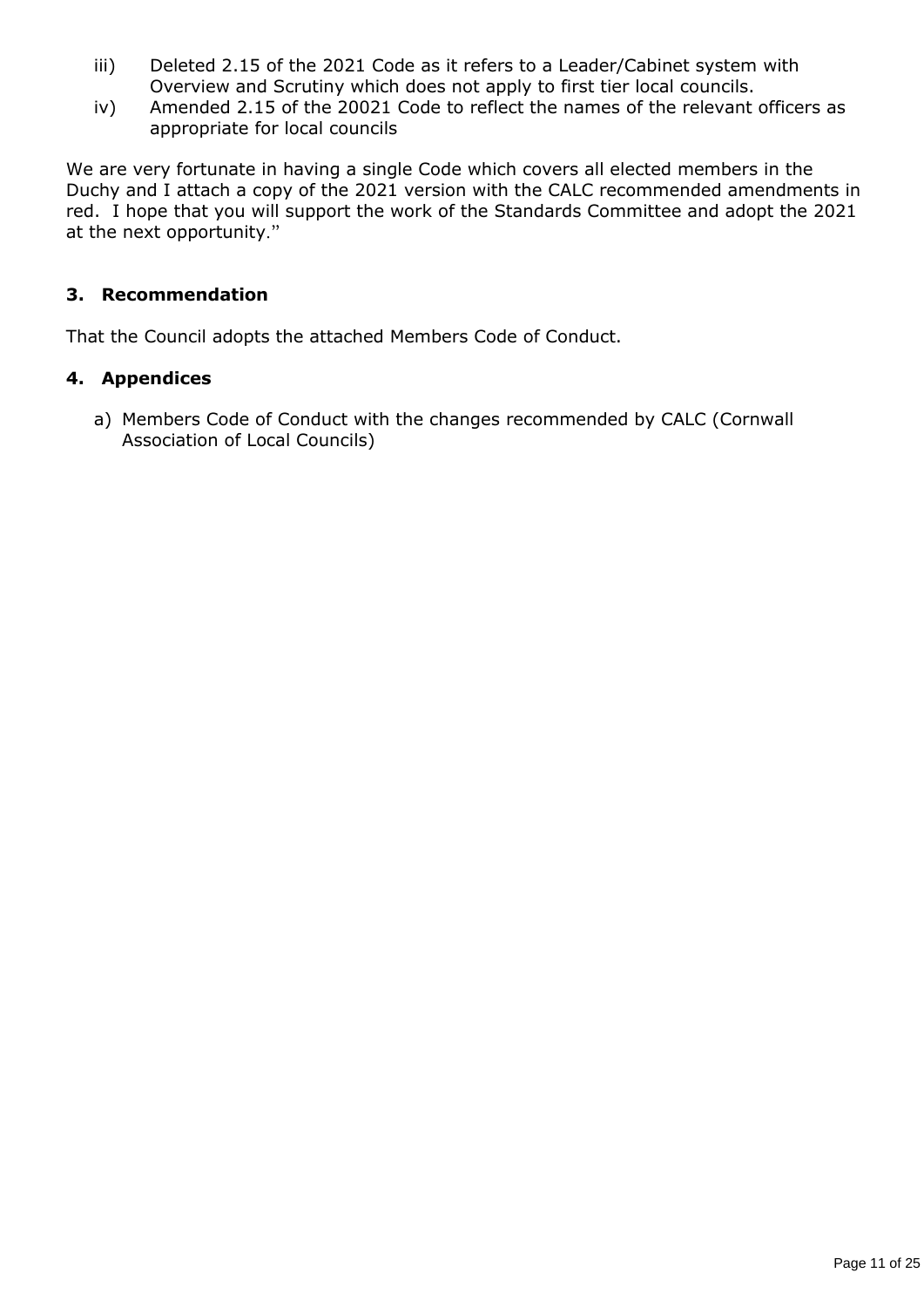iii) Deleted 2.15 of the 2021 Code as it refers to a Leader/Cabinet system with Overview and Scrutiny which does not apply to first tier local councils.

iv) Amended 2.15 of the 20021 Code to reflect the names of the relevant officers as appropriate for local councils

We are very fortunate in having a single Code which covers all elected members in the Duchy and I attach a copy of the 2021 version with the CALC recommended amendments in red. I hope that you will support the work of the Standards Committee and adopt the 2021 at the next opportunity."

## 3. Recommendation

That the Council adopts the attached Members Code of Conduct.

## 4. Appendices

a) Members Code of Conduct with the changes recommended by CALC (Cornwall Association of Local Councils)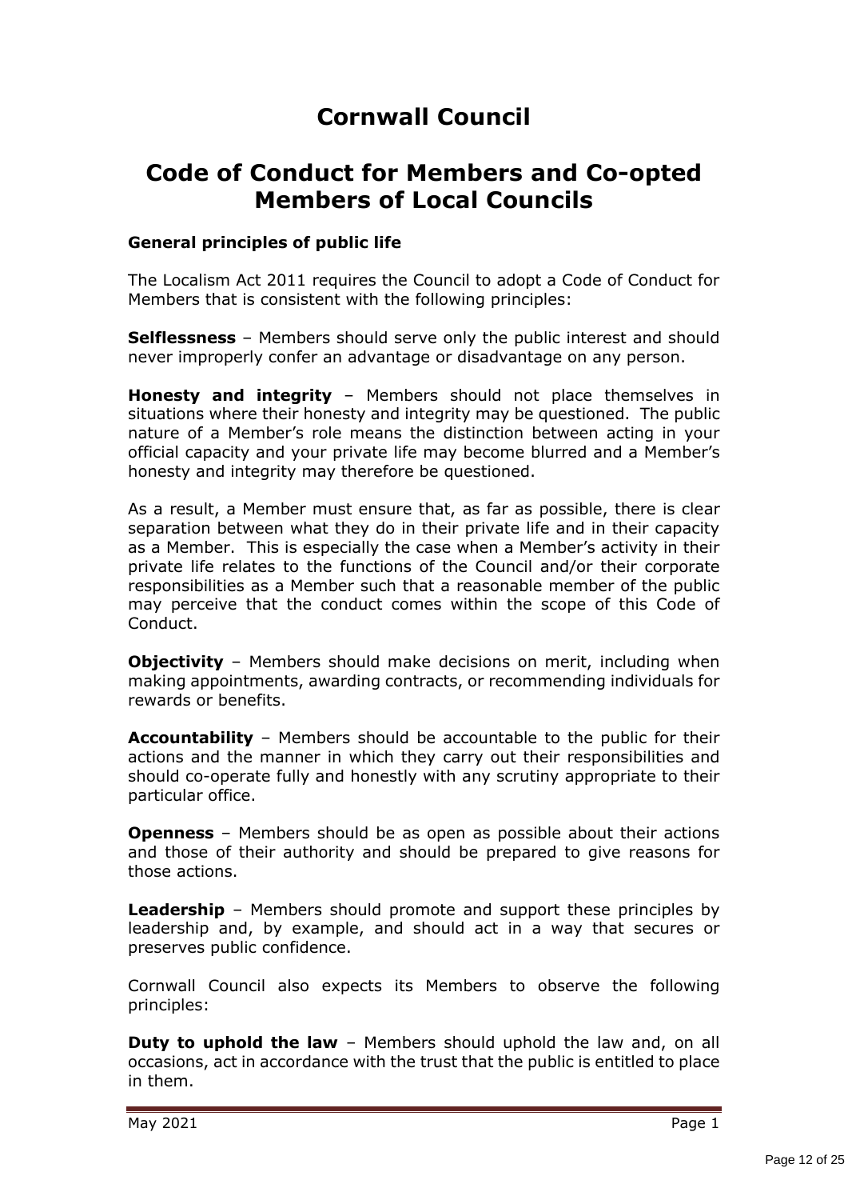# Cornwall Council

## Code of Conduct for Members and Co-opted Members of Local Councils

### General principles of public life

The Localism Act 2011 requires the Council to adopt a Code of Conduct for Members that is consistent with the following principles:

**Selflessness** – Members should serve only the public interest and should never improperly confer an advantage or disadvantage on any person.

**Honesty and integrity** – Members should not place themselves in situations where their honesty and integrity may be questioned. The public nature of a Member's role means the distinction between acting in your official capacity and your private life may become blurred and a Member's honesty and integrity may therefore be questioned.

As a result, a Member must ensure that, as far as possible, there is clear separation between what they do in their private life and in their capacity as a Member. This is especially the case when a Member's activity in their private life relates to the functions of the Council and/or their corporate responsibilities as a Member such that a reasonable member of the public may perceive that the conduct comes within the scope of this Code of Conduct.

**Objectivity** – Members should make decisions on merit, including when making appointments, awarding contracts, or recommending individuals for rewards or benefits.

**Accountability** – Members should be accountable to the public for their actions and the manner in which they carry out their responsibilities and should co-operate fully and honestly with any scrutiny appropriate to their particular office.

**Openness** – Members should be as open as possible about their actions and those of their authority and should be prepared to give reasons for those actions.

**Leadership** – Members should promote and support these principles by leadership and, by example, and should act in a way that secures or preserves public confidence.

Cornwall Council also expects its Members to observe the following principles:

**Duty to uphold the law** – Members should uphold the law and, on all occasions, act in accordance with the trust that the public is entitled to place in them.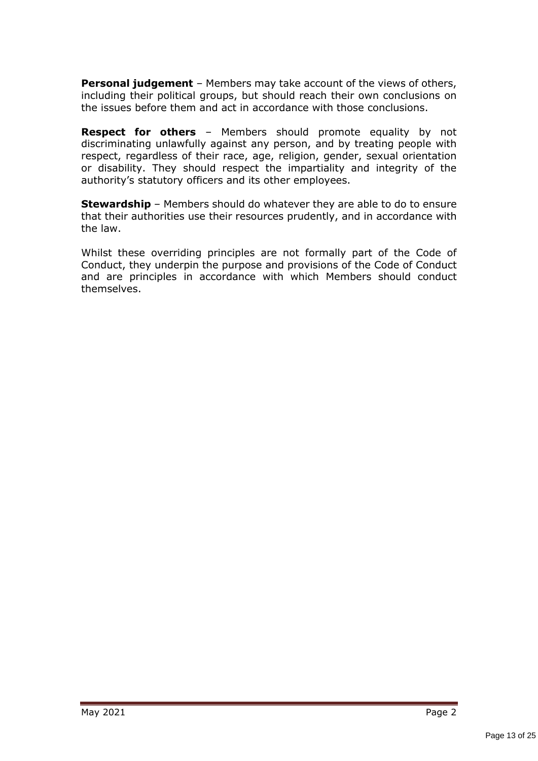**Personal judgement** – Members may take account of the views of others, including their political groups, but should reach their own conclusions on the issues before them and act in accordance with those conclusions.

**Respect for others** – Members should promote equality by not discriminating unlawfully against any person, and by treating people with respect, regardless of their race, age, religion, gender, sexual orientation or disability. They should respect the impartiality and integrity of the authority's statutory officers and its other employees.

**Stewardship** – Members should do whatever they are able to do to ensure that their authorities use their resources prudently, and in accordance with the law.

Whilst these overriding principles are not formally part of the Code of Conduct, they underpin the purpose and provisions of the Code of Conduct and are principles in accordance with which Members should conduct themselves.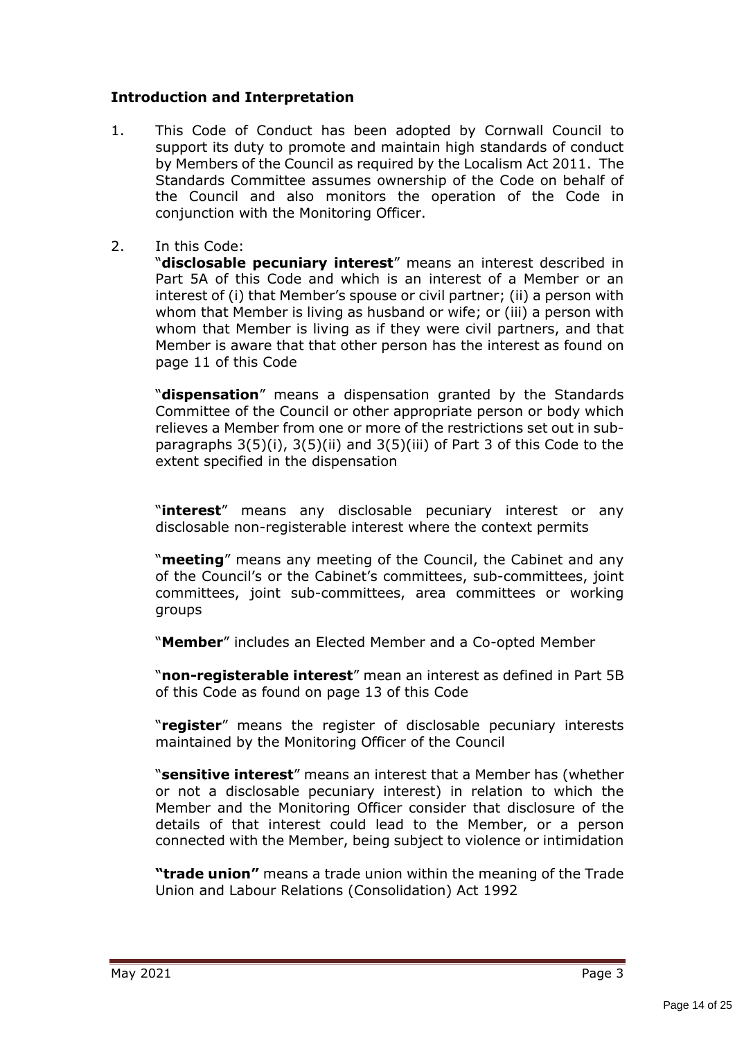## Introduction and Interpretation

1. This Code of Conduct has been adopted by Cornwall Council to support its duty to promote and maintain high standards of conduct by Members of the Council as required by the Localism Act 2011. The Standards Committee assumes ownership of the Code on behalf of the Council and also monitors the operation of the Code in conjunction with the Monitoring Officer.

2. In this Code:

   "**disclosable pecuniary interest**" means an interest described in Part 5A of this Code and which is an interest of a Member or an interest of (i) that Member's spouse or civil partner; (ii) a person with whom that Member is living as husband or wife; or (iii) a person with whom that Member is living as if they were civil partners, and that Member is aware that that other person has the interest as found on page 11 of this Code

   "**dispensation**" means a dispensation granted by the Standards Committee of the Council or other appropriate person or body which relieves a Member from one or more of the restrictions set out in sub-paragraphs 3(5)(i), 3(5)(ii) and 3(5)(iii) of Part 3 of this Code to the extent specified in the dispensation

   "**interest**" means any disclosable pecuniary interest or any disclosable non-registerable interest where the context permits

   "**meeting**" means any meeting of the Council, the Cabinet and any of the Council's or the Cabinet's committees, sub-committees, joint committees, joint sub-committees, area committees or working groups

   "**Member**" includes an Elected Member and a Co-opted Member

   "**non-registerable interest**" mean an interest as defined in Part 5B of this Code as found on page 13 of this Code

   "**register**" means the register of disclosable pecuniary interests maintained by the Monitoring Officer of the Council

   "**sensitive interest**" means an interest that a Member has (whether or not a disclosable pecuniary interest) in relation to which the Member and the Monitoring Officer consider that disclosure of the details of that interest could lead to the Member, or a person connected with the Member, being subject to violence or intimidation

   **"trade union"** means a trade union within the meaning of the Trade Union and Labour Relations (Consolidation) Act 1992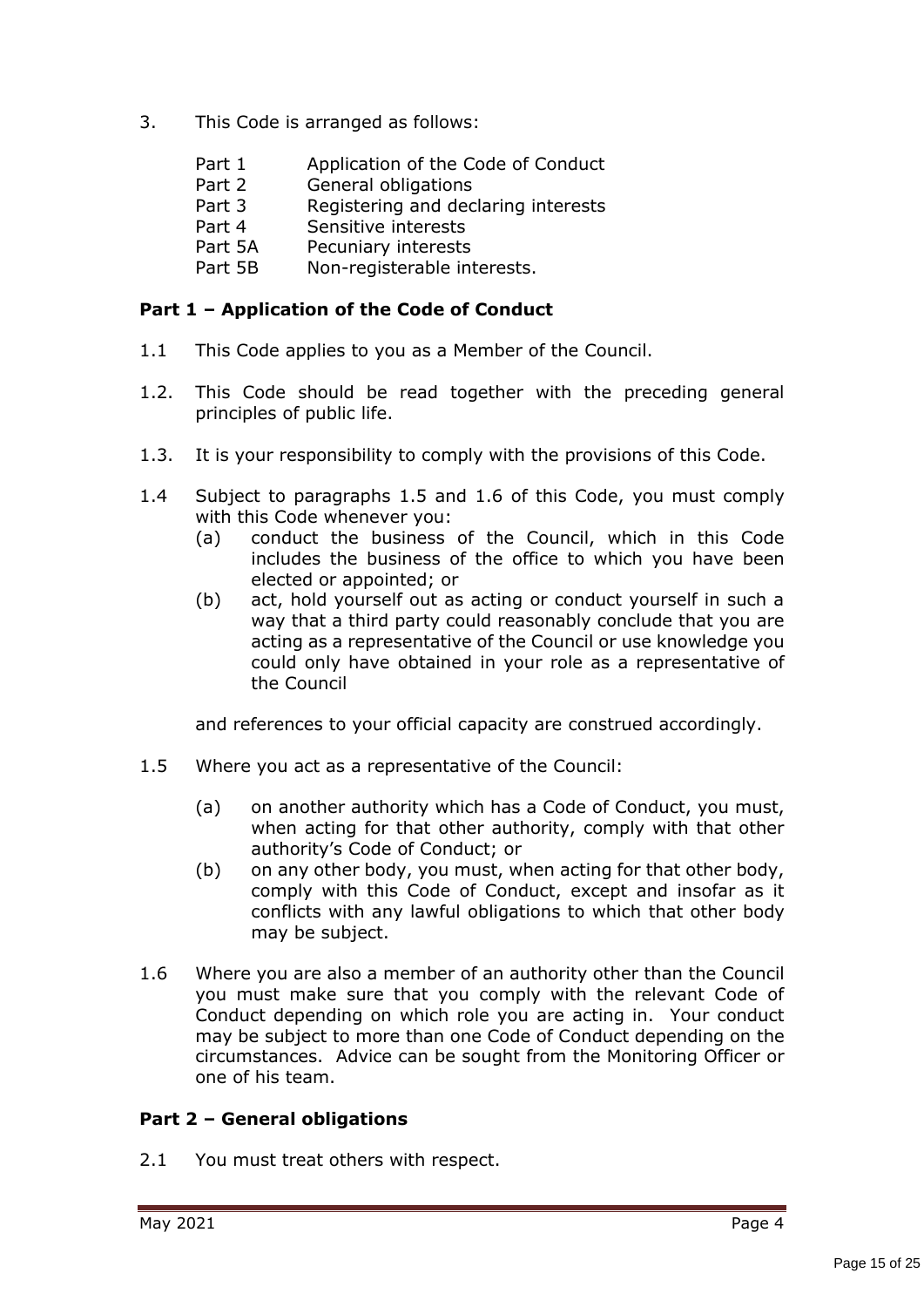3. This Code is arranged as follows:

   Part 1 Application of the Code of Conduct
   Part 2 General obligations
   Part 3 Registering and declaring interests
   Part 4 Sensitive interests
   Part 5A Pecuniary interests
   Part 5B Non-registerable interests.

**Part 1 – Application of the Code of Conduct**

1.1 This Code applies to you as a Member of the Council.

1.2. This Code should be read together with the preceding general principles of public life.

1.3. It is your responsibility to comply with the provisions of this Code.

1.4 Subject to paragraphs 1.5 and 1.6 of this Code, you must comply with this Code whenever you:
   (a) conduct the business of the Council, which in this Code includes the business of the office to which you have been elected or appointed; or
   (b) act, hold yourself out as acting or conduct yourself in such a way that a third party could reasonably conclude that you are acting as a representative of the Council or use knowledge you could only have obtained in your role as a representative of the Council

   and references to your official capacity are construed accordingly.

1.5 Where you act as a representative of the Council:

   (a) on another authority which has a Code of Conduct, you must, when acting for that other authority, comply with that other authority's Code of Conduct; or
   (b) on any other body, you must, when acting for that other body, comply with this Code of Conduct, except and insofar as it conflicts with any lawful obligations to which that other body may be subject.

1.6 Where you are also a member of an authority other than the Council you must make sure that you comply with the relevant Code of Conduct depending on which role you are acting in. Your conduct may be subject to more than one Code of Conduct depending on the circumstances. Advice can be sought from the Monitoring Officer or one of his team.

**Part 2 – General obligations**

2.1 You must treat others with respect.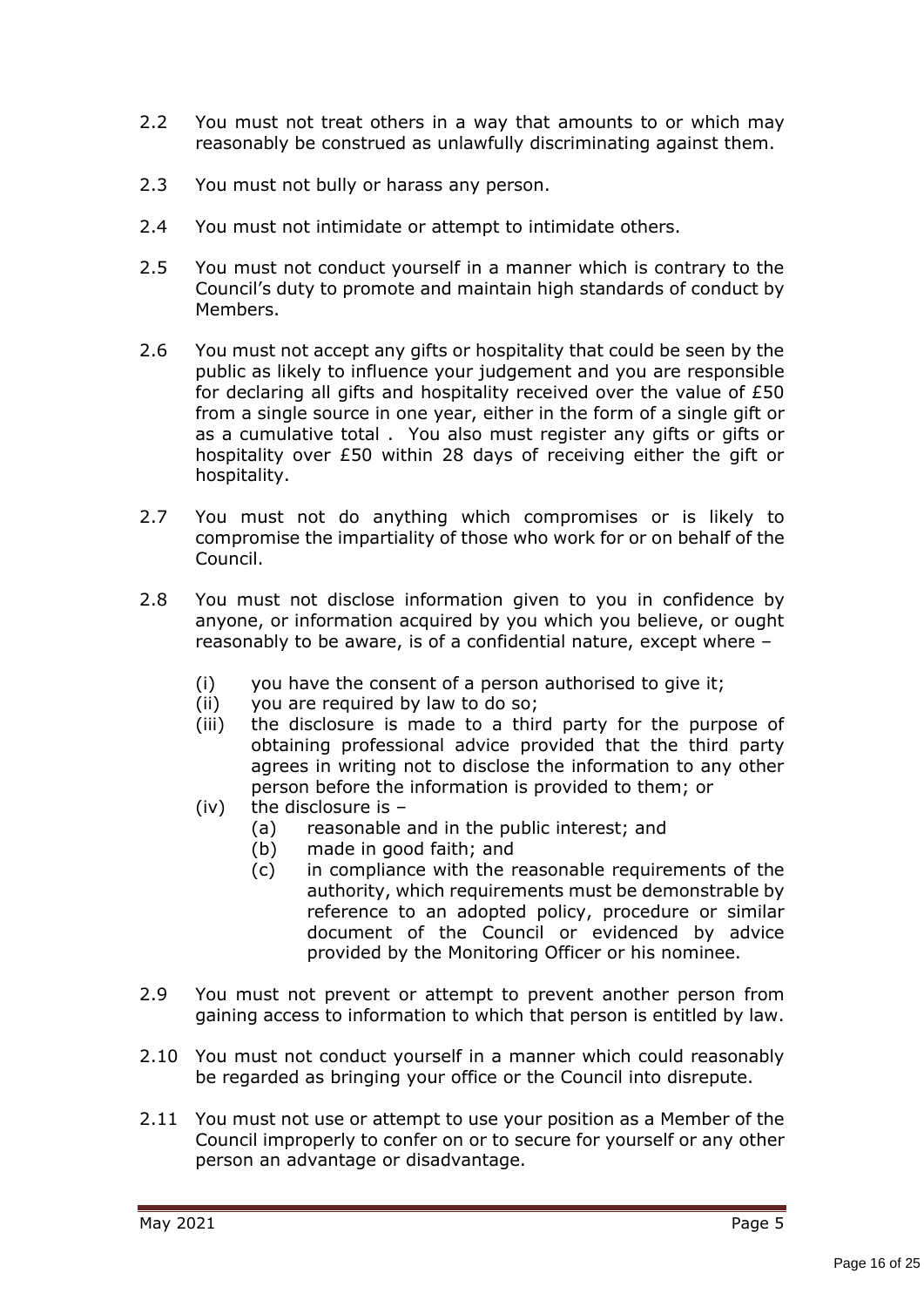2.2 You must not treat others in a way that amounts to or which may reasonably be construed as unlawfully discriminating against them.

2.3 You must not bully or harass any person.

2.4 You must not intimidate or attempt to intimidate others.

2.5 You must not conduct yourself in a manner which is contrary to the Council's duty to promote and maintain high standards of conduct by Members.

2.6 You must not accept any gifts or hospitality that could be seen by the public as likely to influence your judgement and you are responsible for declaring all gifts and hospitality received over the value of £50 from a single source in one year, either in the form of a single gift or as a cumulative total . You also must register any gifts or gifts or hospitality over £50 within 28 days of receiving either the gift or hospitality.

2.7 You must not do anything which compromises or is likely to compromise the impartiality of those who work for or on behalf of the Council.

2.8 You must not disclose information given to you in confidence by anyone, or information acquired by you which you believe, or ought reasonably to be aware, is of a confidential nature, except where –

- (i) you have the consent of a person authorised to give it;
- (ii) you are required by law to do so;
- (iii) the disclosure is made to a third party for the purpose of obtaining professional advice provided that the third party agrees in writing not to disclose the information to any other person before the information is provided to them; or
- (iv) the disclosure is –
  - (a) reasonable and in the public interest; and
  - (b) made in good faith; and
  - (c) in compliance with the reasonable requirements of the authority, which requirements must be demonstrable by reference to an adopted policy, procedure or similar document of the Council or evidenced by advice provided by the Monitoring Officer or his nominee.

2.9 You must not prevent or attempt to prevent another person from gaining access to information to which that person is entitled by law.

2.10 You must not conduct yourself in a manner which could reasonably be regarded as bringing your office or the Council into disrepute.

2.11 You must not use or attempt to use your position as a Member of the Council improperly to confer on or to secure for yourself or any other person an advantage or disadvantage.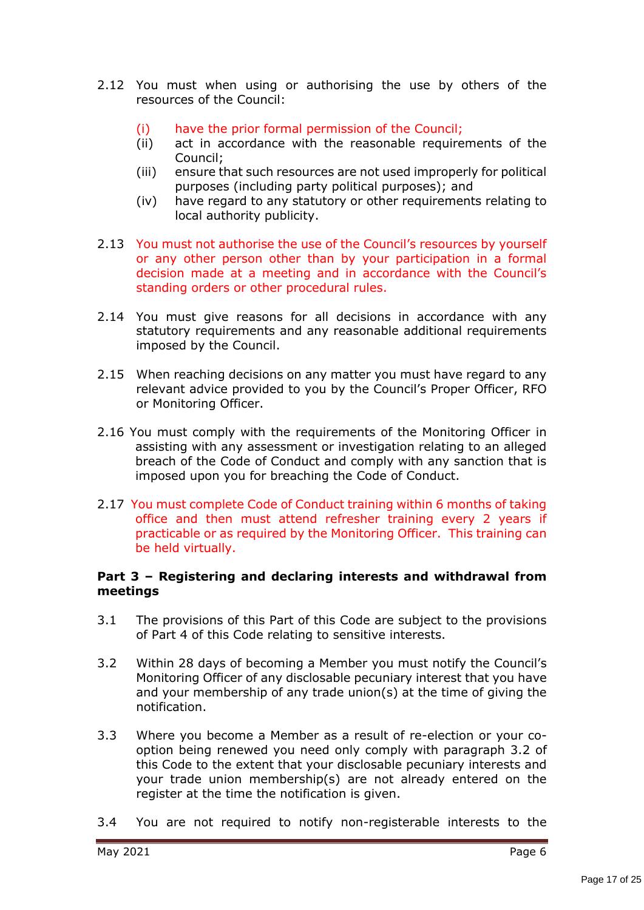2.12 You must when using or authorising the use by others of the resources of the Council:

(i) have the prior formal permission of the Council;
(ii) act in accordance with the reasonable requirements of the Council;
(iii) ensure that such resources are not used improperly for political purposes (including party political purposes); and
(iv) have regard to any statutory or other requirements relating to local authority publicity.

2.13 You must not authorise the use of the Council's resources by yourself or any other person other than by your participation in a formal decision made at a meeting and in accordance with the Council's standing orders or other procedural rules.

2.14 You must give reasons for all decisions in accordance with any statutory requirements and any reasonable additional requirements imposed by the Council.

2.15 When reaching decisions on any matter you must have regard to any relevant advice provided to you by the Council's Proper Officer, RFO or Monitoring Officer.

2.16 You must comply with the requirements of the Monitoring Officer in assisting with any assessment or investigation relating to an alleged breach of the Code of Conduct and comply with any sanction that is imposed upon you for breaching the Code of Conduct.

2.17 You must complete Code of Conduct training within 6 months of taking office and then must attend refresher training every 2 years if practicable or as required by the Monitoring Officer. This training can be held virtually.

**Part 3 – Registering and declaring interests and withdrawal from meetings**

3.1 The provisions of this Part of this Code are subject to the provisions of Part 4 of this Code relating to sensitive interests.

3.2 Within 28 days of becoming a Member you must notify the Council's Monitoring Officer of any disclosable pecuniary interest that you have and your membership of any trade union(s) at the time of giving the notification.

3.3 Where you become a Member as a result of re-election or your co-option being renewed you need only comply with paragraph 3.2 of this Code to the extent that your disclosable pecuniary interests and your trade union membership(s) are not already entered on the register at the time the notification is given.

3.4 You are not required to notify non-registerable interests to the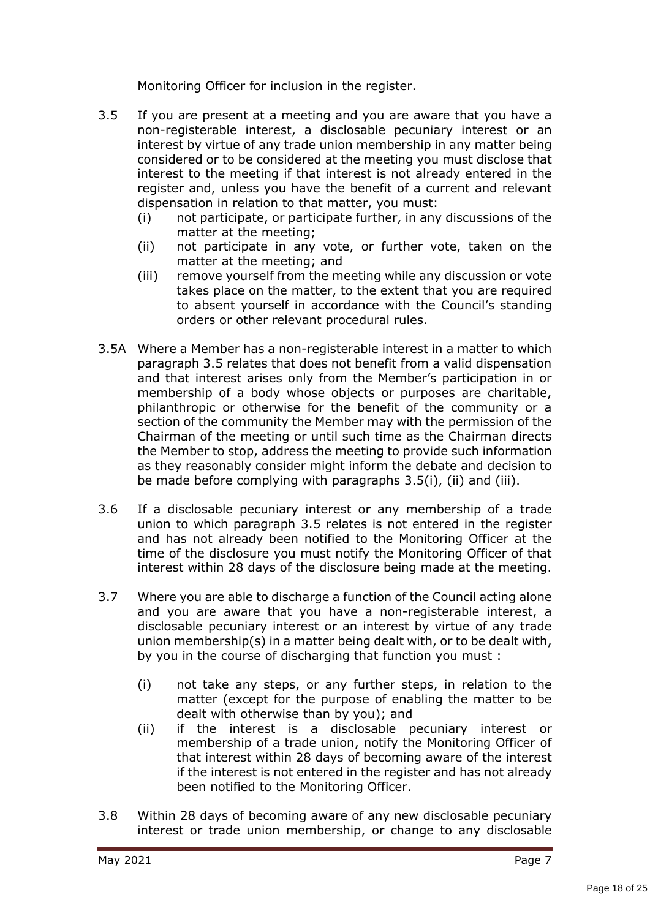Monitoring Officer for inclusion in the register.

3.5 If you are present at a meeting and you are aware that you have a non-registerable interest, a disclosable pecuniary interest or an interest by virtue of any trade union membership in any matter being considered or to be considered at the meeting you must disclose that interest to the meeting if that interest is not already entered in the register and, unless you have the benefit of a current and relevant dispensation in relation to that matter, you must:

   (i) not participate, or participate further, in any discussions of the matter at the meeting;
   (ii) not participate in any vote, or further vote, taken on the matter at the meeting; and
   (iii) remove yourself from the meeting while any discussion or vote takes place on the matter, to the extent that you are required to absent yourself in accordance with the Council's standing orders or other relevant procedural rules.

3.5A Where a Member has a non-registerable interest in a matter to which paragraph 3.5 relates that does not benefit from a valid dispensation and that interest arises only from the Member's participation in or membership of a body whose objects or purposes are charitable, philanthropic or otherwise for the benefit of the community or a section of the community the Member may with the permission of the Chairman of the meeting or until such time as the Chairman directs the Member to stop, address the meeting to provide such information as they reasonably consider might inform the debate and decision to be made before complying with paragraphs 3.5(i), (ii) and (iii).

3.6 If a disclosable pecuniary interest or any membership of a trade union to which paragraph 3.5 relates is not entered in the register and has not already been notified to the Monitoring Officer at the time of the disclosure you must notify the Monitoring Officer of that interest within 28 days of the disclosure being made at the meeting.

3.7 Where you are able to discharge a function of the Council acting alone and you are aware that you have a non-registerable interest, a disclosable pecuniary interest or an interest by virtue of any trade union membership(s) in a matter being dealt with, or to be dealt with, by you in the course of discharging that function you must :

   (i) not take any steps, or any further steps, in relation to the matter (except for the purpose of enabling the matter to be dealt with otherwise than by you); and
   (ii) if the interest is a disclosable pecuniary interest or membership of a trade union, notify the Monitoring Officer of that interest within 28 days of becoming aware of the interest if the interest is not entered in the register and has not already been notified to the Monitoring Officer.

3.8 Within 28 days of becoming aware of any new disclosable pecuniary interest or trade union membership, or change to any disclosable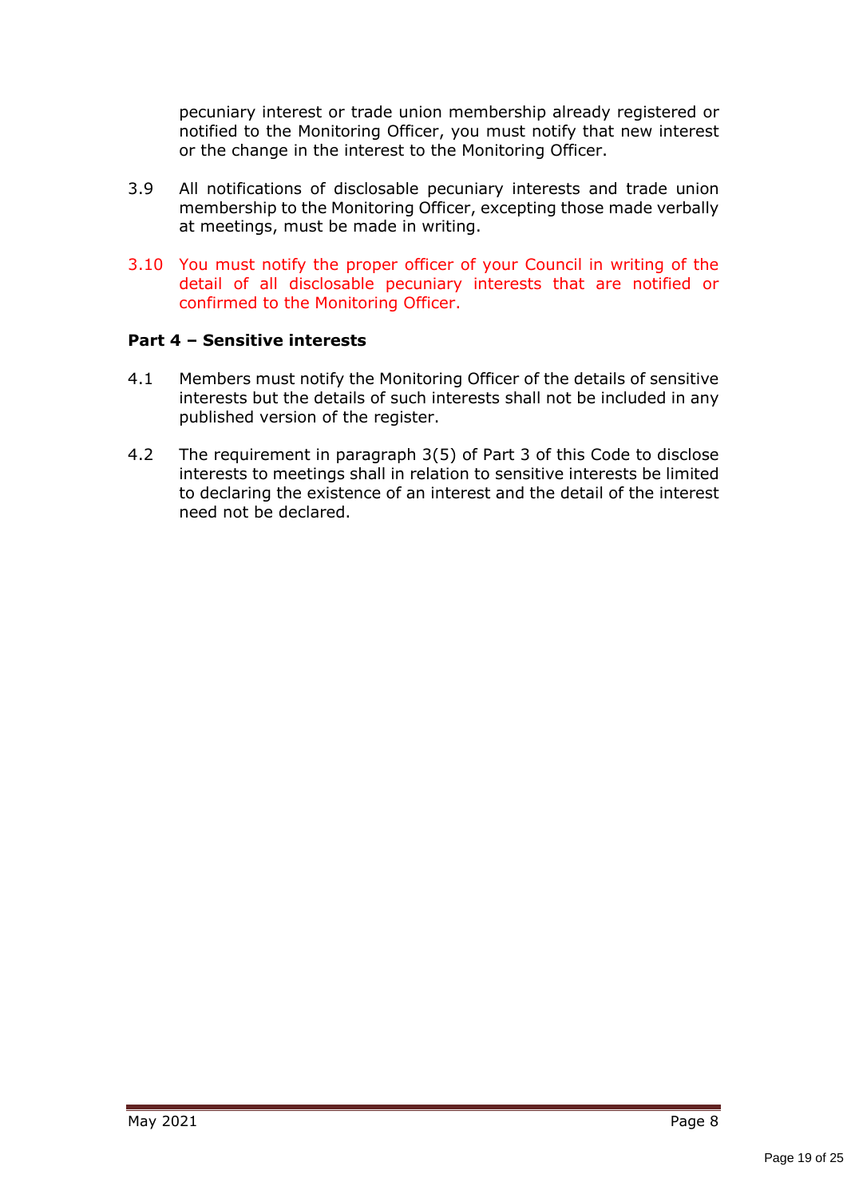pecuniary interest or trade union membership already registered or notified to the Monitoring Officer, you must notify that new interest or the change in the interest to the Monitoring Officer.

3.9 All notifications of disclosable pecuniary interests and trade union membership to the Monitoring Officer, excepting those made verbally at meetings, must be made in writing.

3.10 You must notify the proper officer of your Council in writing of the detail of all disclosable pecuniary interests that are notified or confirmed to the Monitoring Officer.

### Part 4 – Sensitive interests

4.1 Members must notify the Monitoring Officer of the details of sensitive interests but the details of such interests shall not be included in any published version of the register.

4.2 The requirement in paragraph 3(5) of Part 3 of this Code to disclose interests to meetings shall in relation to sensitive interests be limited to declaring the existence of an interest and the detail of the interest need not be declared.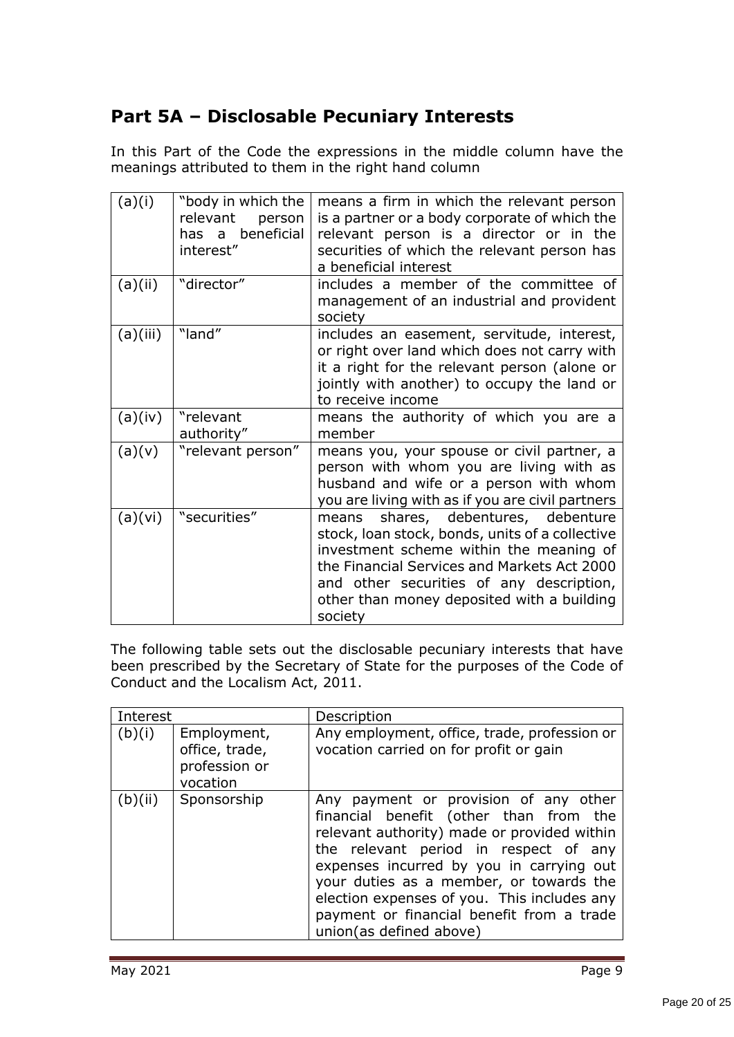## Part 5A – Disclosable Pecuniary Interests

In this Part of the Code the expressions in the middle column have the meanings attributed to them in the right hand column

| | | |
|---|---|---|
| (a)(i) | "body in which the relevant person has a beneficial interest" | means a firm in which the relevant person is a partner or a body corporate of which the relevant person is a director or in the securities of which the relevant person has a beneficial interest |
| (a)(ii) | "director" | includes a member of the committee of management of an industrial and provident society |
| (a)(iii) | "land" | includes an easement, servitude, interest, or right over land which does not carry with it a right for the relevant person (alone or jointly with another) to occupy the land or to receive income |
| (a)(iv) | "relevant authority" | means the authority of which you are a member |
| (a)(v) | "relevant person" | means you, your spouse or civil partner, a person with whom you are living with as husband and wife or a person with whom you are living with as if you are civil partners |
| (a)(vi) | "securities" | means shares, debentures, debenture stock, loan stock, bonds, units of a collective investment scheme within the meaning of the Financial Services and Markets Act 2000 and other securities of any description, other than money deposited with a building society |

The following table sets out the disclosable pecuniary interests that have been prescribed by the Secretary of State for the purposes of the Code of Conduct and the Localism Act, 2011.

| Interest | | Description |
|---|---|---|
| (b)(i) | Employment, office, trade, profession or vocation | Any employment, office, trade, profession or vocation carried on for profit or gain |
| (b)(ii) | Sponsorship | Any payment or provision of any other financial benefit (other than from the relevant authority) made or provided within the relevant period in respect of any expenses incurred by you in carrying out your duties as a member, or towards the election expenses of you. This includes any payment or financial benefit from a trade union(as defined above) |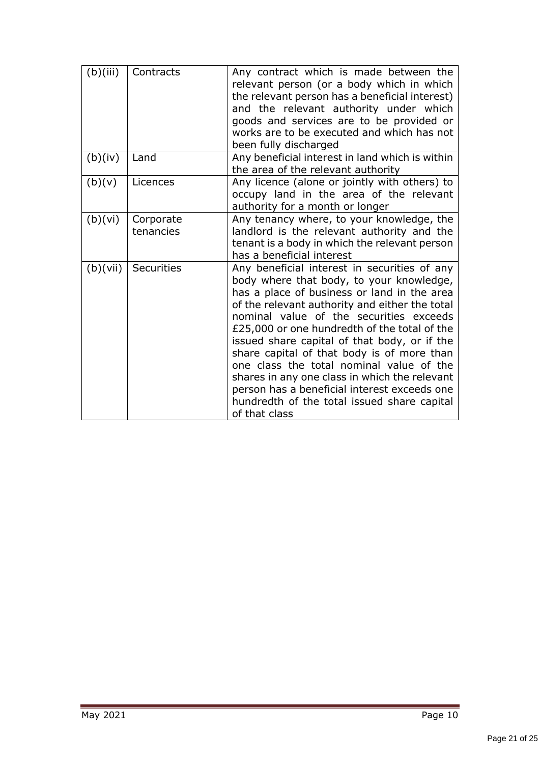| (b)(iii) | Contracts | Any contract which is made between the relevant person (or a body which in which the relevant person has a beneficial interest) and the relevant authority under which goods and services are to be provided or works are to be executed and which has not been fully discharged |
|---|---|---|
| (b)(iv) | Land | Any beneficial interest in land which is within the area of the relevant authority |
| (b)(v) | Licences | Any licence (alone or jointly with others) to occupy land in the area of the relevant authority for a month or longer |
| (b)(vi) | Corporate tenancies | Any tenancy where, to your knowledge, the landlord is the relevant authority and the tenant is a body in which the relevant person has a beneficial interest |
| (b)(vii) | Securities | Any beneficial interest in securities of any body where that body, to your knowledge, has a place of business or land in the area of the relevant authority and either the total nominal value of the securities exceeds £25,000 or one hundredth of the total of the issued share capital of that body, or if the share capital of that body is of more than one class the total nominal value of the shares in any one class in which the relevant person has a beneficial interest exceeds one hundredth of the total issued share capital of that class |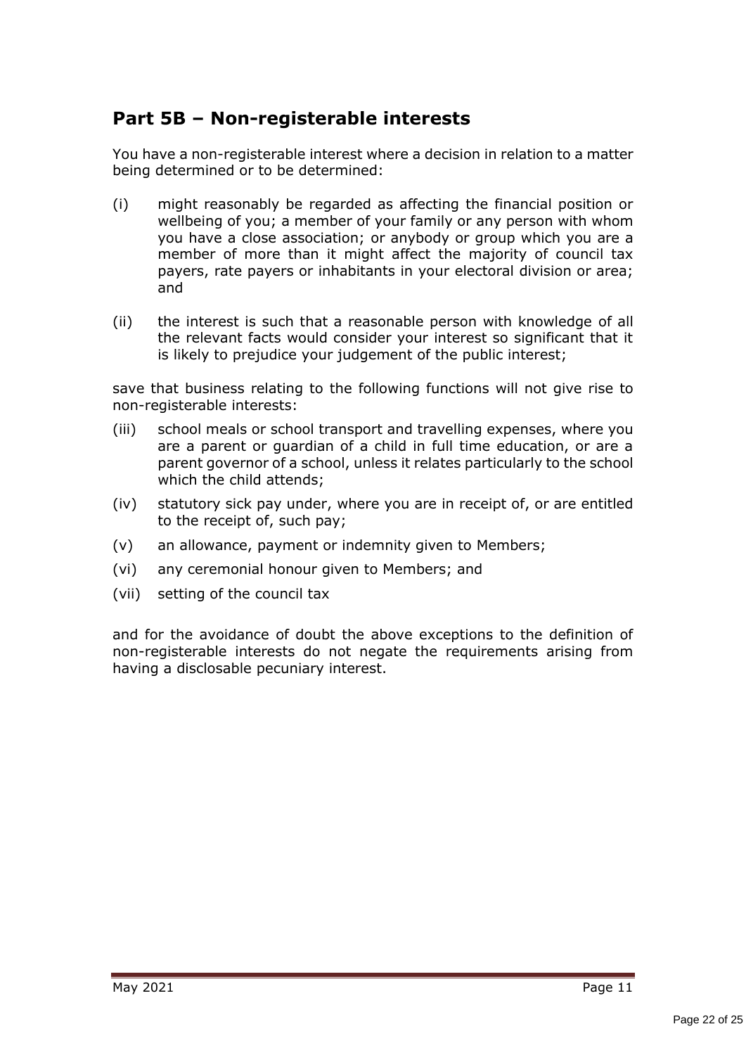## Part 5B – Non-registerable interests

You have a non-registerable interest where a decision in relation to a matter being determined or to be determined:

(i) might reasonably be regarded as affecting the financial position or wellbeing of you; a member of your family or any person with whom you have a close association; or anybody or group which you are a member of more than it might affect the majority of council tax payers, rate payers or inhabitants in your electoral division or area; and

(ii) the interest is such that a reasonable person with knowledge of all the relevant facts would consider your interest so significant that it is likely to prejudice your judgement of the public interest;

save that business relating to the following functions will not give rise to non-registerable interests:

(iii) school meals or school transport and travelling expenses, where you are a parent or guardian of a child in full time education, or are a parent governor of a school, unless it relates particularly to the school which the child attends;

(iv) statutory sick pay under, where you are in receipt of, or are entitled to the receipt of, such pay;

(v) an allowance, payment or indemnity given to Members;

(vi) any ceremonial honour given to Members; and

(vii) setting of the council tax

and for the avoidance of doubt the above exceptions to the definition of non-registerable interests do not negate the requirements arising from having a disclosable pecuniary interest.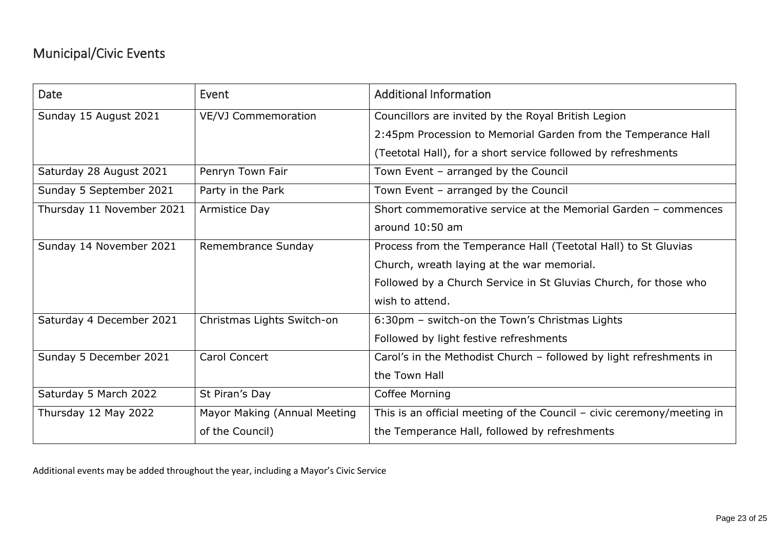## Municipal/Civic Events

| Date | Event | Additional Information |
| --- | --- | --- |
| Sunday 15 August 2021 | VE/VJ Commemoration | Councillors are invited by the Royal British Legion 2:45pm Procession to Memorial Garden from the Temperance Hall (Teetotal Hall), for a short service followed by refreshments |
| Saturday 28 August 2021 | Penryn Town Fair | Town Event – arranged by the Council |
| Sunday 5 September 2021 | Party in the Park | Town Event – arranged by the Council |
| Thursday 11 November 2021 | Armistice Day | Short commemorative service at the Memorial Garden – commences around 10:50 am |
| Sunday 14 November 2021 | Remembrance Sunday | Process from the Temperance Hall (Teetotal Hall) to St Gluvias Church, wreath laying at the war memorial. Followed by a Church Service in St Gluvias Church, for those who wish to attend. |
| Saturday 4 December 2021 | Christmas Lights Switch-on | 6:30pm – switch-on the Town's Christmas Lights Followed by light festive refreshments |
| Sunday 5 December 2021 | Carol Concert | Carol's in the Methodist Church – followed by light refreshments in the Town Hall |
| Saturday 5 March 2022 | St Piran's Day | Coffee Morning |
| Thursday 12 May 2022 | Mayor Making (Annual Meeting of the Council) | This is an official meeting of the Council – civic ceremony/meeting in the Temperance Hall, followed by refreshments |

Additional events may be added throughout the year, including a Mayor's Civic Service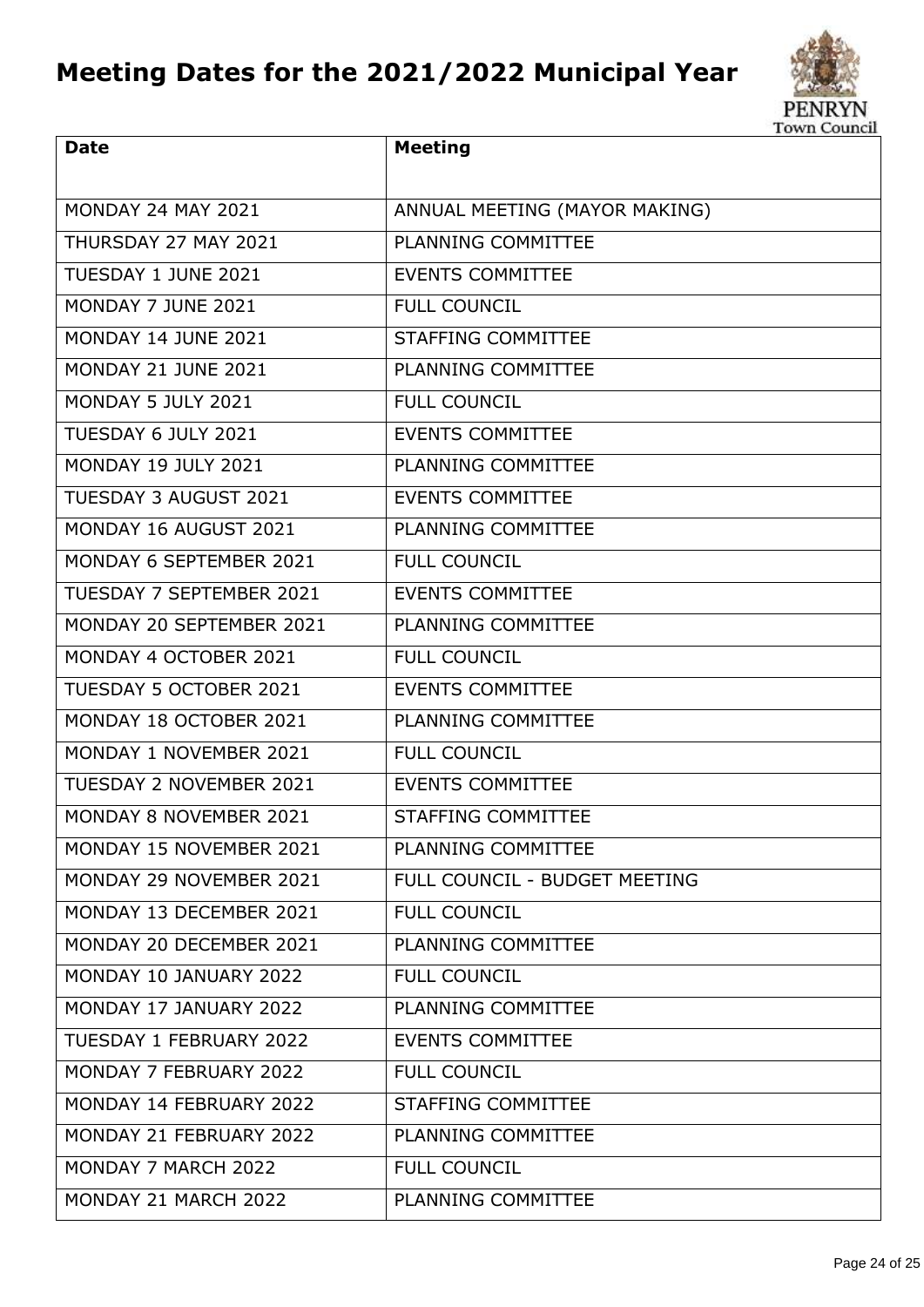# Meeting Dates for the 2021/2022 Municipal Year

| Date | Meeting |
|---|---|
| MONDAY 24 MAY 2021 | ANNUAL MEETING (MAYOR MAKING) |
| THURSDAY 27 MAY 2021 | PLANNING COMMITTEE |
| TUESDAY 1 JUNE 2021 | EVENTS COMMITTEE |
| MONDAY 7 JUNE 2021 | FULL COUNCIL |
| MONDAY 14 JUNE 2021 | STAFFING COMMITTEE |
| MONDAY 21 JUNE 2021 | PLANNING COMMITTEE |
| MONDAY 5 JULY 2021 | FULL COUNCIL |
| TUESDAY 6 JULY 2021 | EVENTS COMMITTEE |
| MONDAY 19 JULY 2021 | PLANNING COMMITTEE |
| TUESDAY 3 AUGUST 2021 | EVENTS COMMITTEE |
| MONDAY 16 AUGUST 2021 | PLANNING COMMITTEE |
| MONDAY 6 SEPTEMBER 2021 | FULL COUNCIL |
| TUESDAY 7 SEPTEMBER 2021 | EVENTS COMMITTEE |
| MONDAY 20 SEPTEMBER 2021 | PLANNING COMMITTEE |
| MONDAY 4 OCTOBER 2021 | FULL COUNCIL |
| TUESDAY 5 OCTOBER 2021 | EVENTS COMMITTEE |
| MONDAY 18 OCTOBER 2021 | PLANNING COMMITTEE |
| MONDAY 1 NOVEMBER 2021 | FULL COUNCIL |
| TUESDAY 2 NOVEMBER 2021 | EVENTS COMMITTEE |
| MONDAY 8 NOVEMBER 2021 | STAFFING COMMITTEE |
| MONDAY 15 NOVEMBER 2021 | PLANNING COMMITTEE |
| MONDAY 29 NOVEMBER 2021 | FULL COUNCIL - BUDGET MEETING |
| MONDAY 13 DECEMBER 2021 | FULL COUNCIL |
| MONDAY 20 DECEMBER 2021 | PLANNING COMMITTEE |
| MONDAY 10 JANUARY 2022 | FULL COUNCIL |
| MONDAY 17 JANUARY 2022 | PLANNING COMMITTEE |
| TUESDAY 1 FEBRUARY 2022 | EVENTS COMMITTEE |
| MONDAY 7 FEBRUARY 2022 | FULL COUNCIL |
| MONDAY 14 FEBRUARY 2022 | STAFFING COMMITTEE |
| MONDAY 21 FEBRUARY 2022 | PLANNING COMMITTEE |
| MONDAY 7 MARCH 2022 | FULL COUNCIL |
| MONDAY 21 MARCH 2022 | PLANNING COMMITTEE |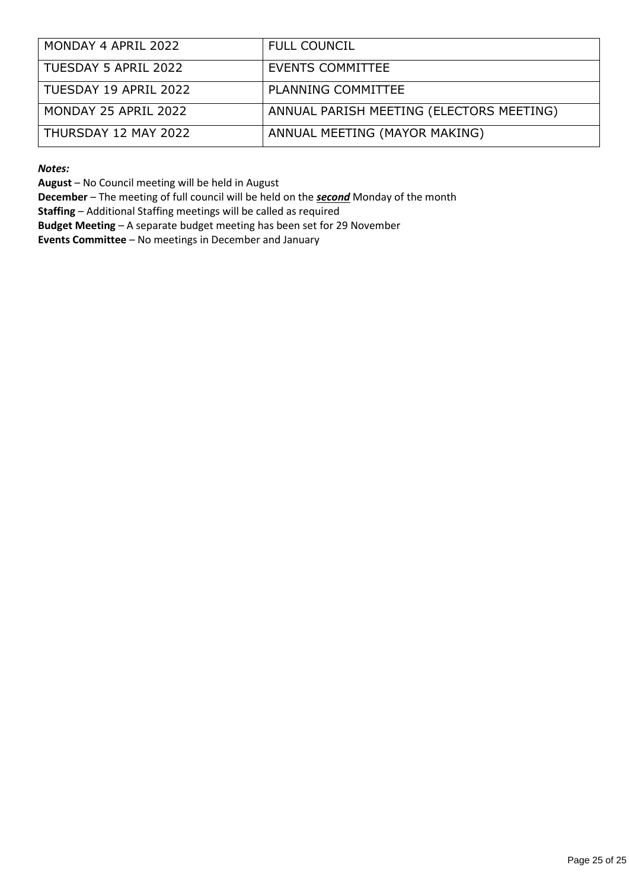| | |
|---|---|
| MONDAY 4 APRIL 2022 | FULL COUNCIL |
| TUESDAY 5 APRIL 2022 | EVENTS COMMITTEE |
| TUESDAY 19 APRIL 2022 | PLANNING COMMITTEE |
| MONDAY 25 APRIL 2022 | ANNUAL PARISH MEETING (ELECTORS MEETING) |
| THURSDAY 12 MAY 2022 | ANNUAL MEETING (MAYOR MAKING) |

***Notes:***

**August** – No Council meeting will be held in August
**December** – The meeting of full council will be held on the ***second*** Monday of the month
**Staffing** – Additional Staffing meetings will be called as required
**Budget Meeting** – A separate budget meeting has been set for 29 November
**Events Committee** – No meetings in December and January